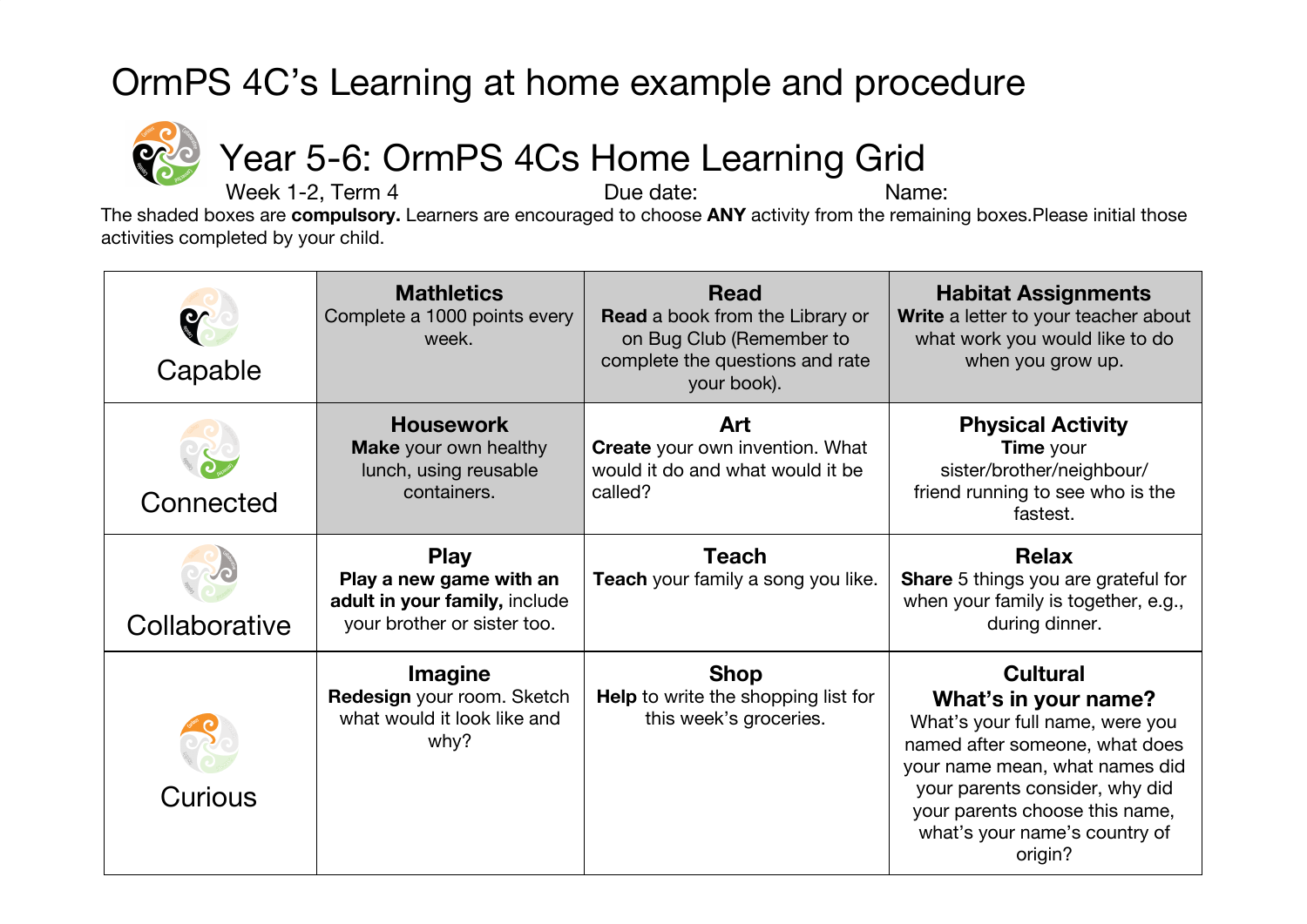# OrmPS 4C's Learning at home example and procedure

## Year 5-6: OrmPS 4Cs Home Learning Grid

Week 1-2, Term 4 Due date: Name:

The shaded boxes are **compulsory.** Learners are encouraged to choose **ANY** activity from the remaining boxes.Please initial those activities completed by your child.

| | | | |
|---|---|---|---|
| Capable | **Mathletics**<br>Complete a 1000 points every week. | **Read**<br>**Read** a book from the Library or on Bug Club (Remember to complete the questions and rate your book). | **Habitat Assignments**<br>**Write** a letter to your teacher about what work you would like to do when you grow up. |
| Connected | **Housework**<br>**Make** your own healthy lunch, using reusable containers. | **Art**<br>**Create** your own invention. What would it do and what would it be called? | **Physical Activity**<br>**Time** your sister/brother/neighbour/ friend running to see who is the fastest. |
| Collaborative | **Play**<br>**Play a new game with an adult in your family,** include your brother or sister too. | **Teach**<br>**Teach** your family a song you like. | **Relax**<br>**Share** 5 things you are grateful for when your family is together, e.g., during dinner. |
| Curious | **Imagine**<br>**Redesign** your room. Sketch what would it look like and why? | **Shop**<br>**Help** to write the shopping list for this week's groceries. | **Cultural**<br>**What's in your name?**<br>What's your full name, were you named after someone, what does your name mean, what names did your parents consider, why did your parents choose this name, what's your name's country of origin? |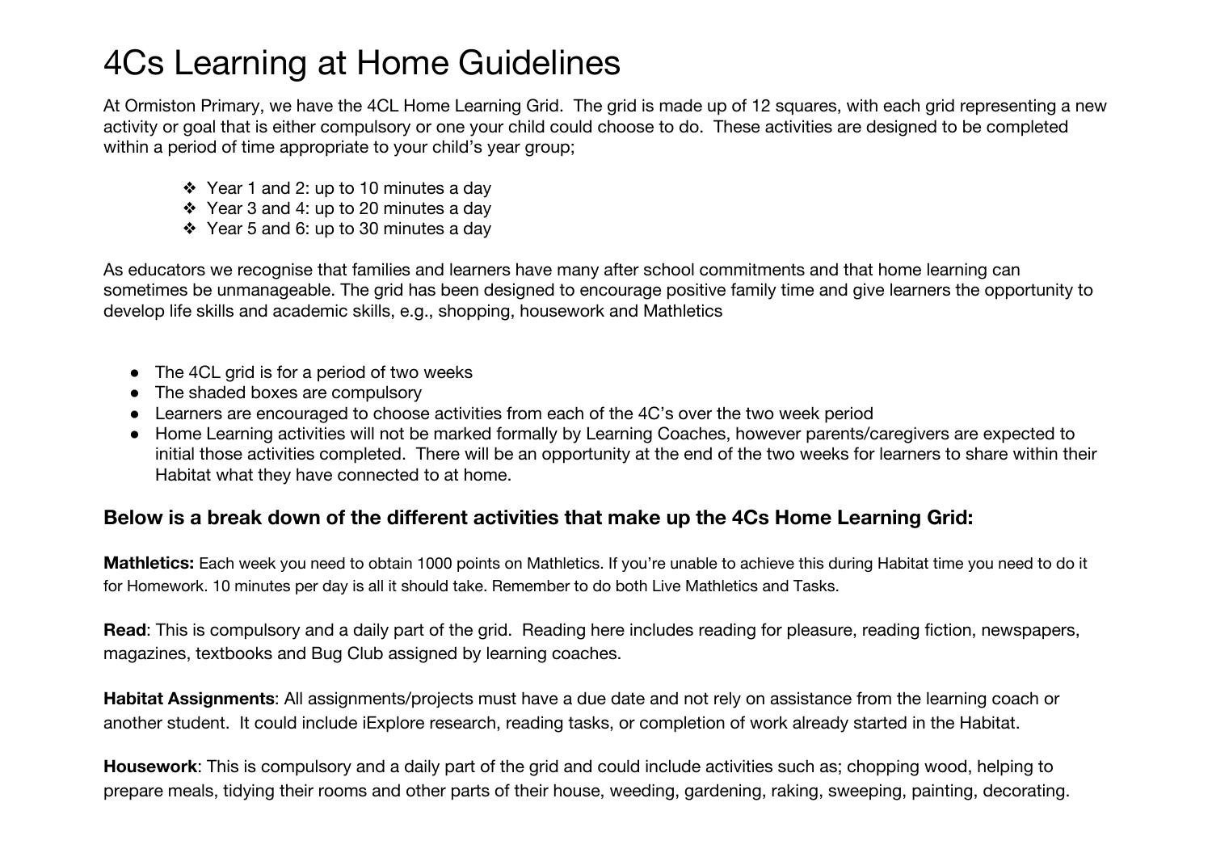# 4Cs Learning at Home Guidelines

At Ormiston Primary, we have the 4CL Home Learning Grid. The grid is made up of 12 squares, with each grid representing a new activity or goal that is either compulsory or one your child could choose to do. These activities are designed to be completed within a period of time appropriate to your child's year group;

- Year 1 and 2: up to 10 minutes a day
- Year 3 and 4: up to 20 minutes a day
- Year 5 and 6: up to 30 minutes a day

As educators we recognise that families and learners have many after school commitments and that home learning can sometimes be unmanageable. The grid has been designed to encourage positive family time and give learners the opportunity to develop life skills and academic skills, e.g., shopping, housework and Mathletics

- The 4CL grid is for a period of two weeks
- The shaded boxes are compulsory
- Learners are encouraged to choose activities from each of the 4C's over the two week period
- Home Learning activities will not be marked formally by Learning Coaches, however parents/caregivers are expected to initial those activities completed. There will be an opportunity at the end of the two weeks for learners to share within their Habitat what they have connected to at home.

### Below is a break down of the different activities that make up the 4Cs Home Learning Grid:

**Mathletics:** Each week you need to obtain 1000 points on Mathletics. If you're unable to achieve this during Habitat time you need to do it for Homework. 10 minutes per day is all it should take. Remember to do both Live Mathletics and Tasks.

**Read**: This is compulsory and a daily part of the grid. Reading here includes reading for pleasure, reading fiction, newspapers, magazines, textbooks and Bug Club assigned by learning coaches.

**Habitat Assignments**: All assignments/projects must have a due date and not rely on assistance from the learning coach or another student. It could include iExplore research, reading tasks, or completion of work already started in the Habitat.

**Housework**: This is compulsory and a daily part of the grid and could include activities such as; chopping wood, helping to prepare meals, tidying their rooms and other parts of their house, weeding, gardening, raking, sweeping, painting, decorating.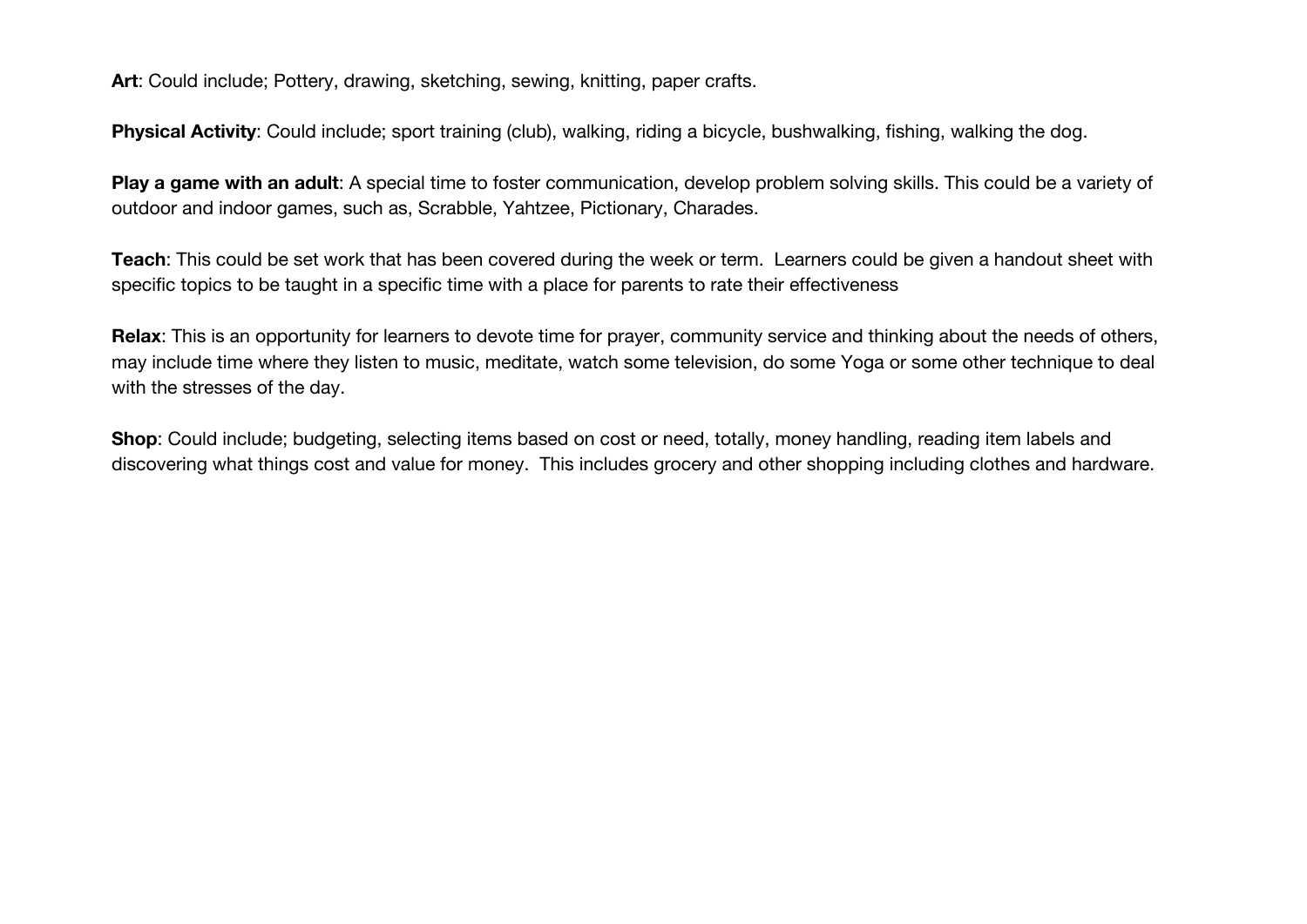**Art**: Could include; Pottery, drawing, sketching, sewing, knitting, paper crafts.

**Physical Activity**: Could include; sport training (club), walking, riding a bicycle, bushwalking, fishing, walking the dog.

**Play a game with an adult**: A special time to foster communication, develop problem solving skills. This could be a variety of outdoor and indoor games, such as, Scrabble, Yahtzee, Pictionary, Charades.

**Teach**: This could be set work that has been covered during the week or term. Learners could be given a handout sheet with specific topics to be taught in a specific time with a place for parents to rate their effectiveness

**Relax**: This is an opportunity for learners to devote time for prayer, community service and thinking about the needs of others, may include time where they listen to music, meditate, watch some television, do some Yoga or some other technique to deal with the stresses of the day.

**Shop**: Could include; budgeting, selecting items based on cost or need, totally, money handling, reading item labels and discovering what things cost and value for money. This includes grocery and other shopping including clothes and hardware.